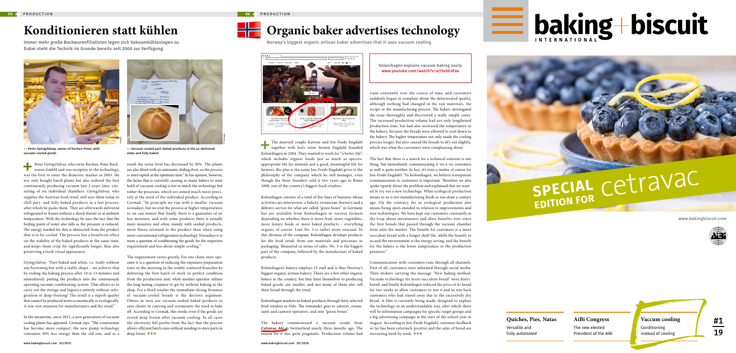# Konditionieren statt kühlen

Immer mehr große Backwarenfilialisten legen sich Vakuumkühlanlagen zu. Dabei steht die Technik im Grunde bereits seit 2000 zur Verfügung.

++ Peter Györgyfalvay, owner of Kuchen-Peter, with vacuum-cooled goods

++ Vacuum-cooled part-baked products in the as-delivered state and fully baked

Peter Györgyfalvay, who owns Kuchen-Peter Backwaren GmbH and was receptive to the technology, was the first to enter the domestic market in 2003. He not only bought batch plants but also ordered the first continuously producing vacuum line 2 years later, consisting of six individual chambers. Györgyfalvay, who supplies the Austrian food retail, still uses them today to chill part- and fully-baked products in a fast process, after which he packs them. They are afterwards delivered refrigerated or frozen without a shock freezer or at ambient temperature. With the technology he uses the fact that the boiling point of water also falls as the pressure is reduced. The energy needed for this is abstracted from the product that is to be cooled. The process has a beneficial effect on the stability of the baked products at the same time, and keeps them crisp for significantly longer, thus also preserving a fresh visual appearance.

Györgyfalvay: "Part-baked and white, i.e. really without any browning but with a stable shape – we achieve that by ending the baking process after 10 to 13 minutes and immediately putting the products into the continuously operating vacuum conditioning system. That allows us to carry out the storage and logistics entirely without refrigeration or deep-freezing! The result is a superb quality that cannot be produced more economically or ecologically. A win-win situation for manufacturers and the retail."

In the meantime, since 2012, a new generation of vacuum cooling plants has appeared. Cermak says: "The construction has become more compact, the new pump technology consumes 30% less energy than the old one, and as a result the noise level has decreased by 50%. The plants are also fitted with an automatic sliding door, so the process is interrupted at the optimum time." In his opinion, however, the factor that is currently causing so many bakers to seize hold of vacuum cooling is not so much the technology but rather the processes, which are aimed much more precisely at the need of the individual product. According to Cermak: "In principle we run with a smaller vacuum nowadays, but we end the process at higher temperatures so we can ensure that finally there is a guarantee of no less moisture, and with some products there is actually more moisture and often, mainly with seeded products, more flavor retained in the product than when using more conventional refrigeration technology. Nowadays it is more a question of conditioning the goods for the respective requirement and less about simple cooling."

The requirement varies greatly. For one chain store operator it is a question of reducing the expensive preparation time in the morning in the widely scattered branches by delivering the first batch of stock in perfect condition from the production unit, while another operator utilizes the long-lasting crispness to get by without baking in the shop. For a third retailer the immediate slicing firmness of vacuum-cooled breads is the decisive argument. Others in turn use vacuum-cooled baked products to save clients in catering and restaurants the need to bake off. According to Cermak, this works even if the goods are stored deep frozen after vacuum cooling. In all cases the electricity bill profits from the fact that the process allows efficient batch sizes without needing to store parts in deep freeze. +++

www.bakingbiscuit.com 03/2015

# Organic baker advertises technology

Norway's biggest organic artisan baker advertises that it uses vacuum cooling.

**Kolonihagen explains vacuum baking easily**
www.youtube.com/watch?v=xJ1SxhEnfao

The married couple Katrine and Jon-Frede Engdahl together with Jon's sister Jorunn Engdahl founded Kolonihagen in 2004. They wanted to work for "a better life", which includes organic foods just as much as species-appropriate life for animals and a good, meaningful life for farmers. Bio plus is the name Jon-Frede Engdahl gives to the philosophy of the company which he still manages, even though the three founders sold it two years ago to Rema 1000, one of the country's biggest food retailers.

Kolonihagen consists of a total of five lines of business whose activities are interwoven: a bakery, restaurant, brewery and a delivery service for what are called "green boxes" in Germany but are available from Kolonihagen in various formats depending on whether there is more fruit, more vegetables, more luxury foods or more baked products – everything organic of course. Line No. 5 is rather more unusual. In this division of the company, Kolonihagen develops products for the food retail, from raw materials and processes to packaging. Measured in terms of sales, No. 5 is the biggest part of the company, followed by the manufacture of baked products.

Kolonihagen's bakery employs 15 staff and is thus Norway's biggest organic artisan bakery. There are a few other organic bakers in the country, but they limit themselves to producing baked goods, are smaller, and not many of them also sell their bread through the retail.

Kolonihagen markets its baked products through forty selected food retailers in Oslo. The remainder goes to caterers, restaurants and canteen operators, and into "green boxes".

The bakery commissioned a vacuum cooler from Cetravac AG in Switzerland nearly three months ago. The reason for it was quite pragmatic. Production volume had risen constantly over the course of time, and customers suddenly began to complain about the deteriorated quality, although nothing had changed in the raw materials, the recipe or the manufacturing process. The bakers investigated the issue thoroughly and discovered a really simple cause. The increased production volume had not only lengthened production time, but had also increased the temperature in the bakery, because the breads were allowed to cool down in the bakery. The higher temperature not only made the cooling process longer, but also caused the breads to dry out slightly, which was what the customers were complaining about.

The fact that there is a search for a technical solution is one thing, but immediately communicating it vis-à-vis customers as well is quite another. In fact, it's even a matter of course for Jon-Frede Engdahl: "In Kolonihagen, we believe transparent communication to customers is important. Therefore we also spoke openly about the problem and explained that we wanted to try out a new technology. What ecological production means to us is not manufacturing foods as was done a century ago. On the contrary, for us ecological production also means being open-minded in relation to improvements and new technologies. We have kept our customers constantly in the loop about investments and their benefits ever since the first breads that passed through the vacuum chamber went onto the market. The benefit for customers is a more succulent bread with a longer shelf life, while the benefit to us and the environment is the energy saving, and the benefit for the bakers is the lower temperature in the production premises."

Communication with customers runs through all channels. First of all, customers were informed through social media. Then stickers carrying the message "New baking method. Vacuum technology for more succulent bread" were distributed, and finally Kolonihagen reduced the price of its bread for two weeks to allow customers to test it and to win back customers who had stayed away due to the excessively dry bread. A film is currently being made, designed to explain the technology in an understandable way, after which there will be information campaigns for specific target groups and a big advertising campaign at the start of the school year in August. According to Jon-Frede Engdahl, customer feedback so far has been extremely positive and the sales of bread are increasing week by week. +++

www.bakingbiscuit.com 05/2018

# baking+biscuit INTERNATIONAL

# SPECIAL EDITION FOR cetravac

www.bakingbiscuit.com

**Quiches, Pies, Natas**
Versatile and fully automated

**AiBi Congress**
The new elected President of the AiBi

**Vaccum cooling**
Conditioning instead of cooling

#1 19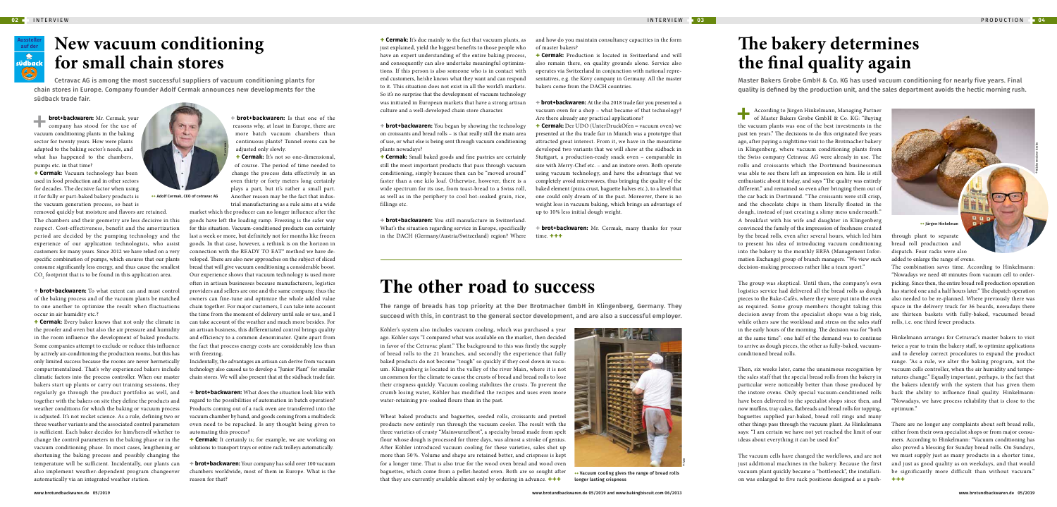Aussteller auf der südback

# New vacuum conditioning for small chain stores

**Cetravac AG is among the most successful suppliers of vacuum conditioning plants for chain stores in Europe. Company founder Adolf Cermak announces new developments for the südback trade fair.**

**+ brot+backwaren:** Mr. Cermak, your company has stood for the use of vacuum conditioning plants in the baking sector for twenty years. How were plants adapted to the baking sector's needs, and what has happened to the chambers, pumps etc. in that time?

**+ Cermak:** Vacuum technology has been used in food production and in other sectors for decades. The decisive factor when using it for fully or part-baked bakery products is the vacuum generation process, so heat is removed quickly but moisture and flavors are retained. The chambers and their geometry are less decisive in this respect. Cost-effectiveness, benefit and the amortization period are decided by the pumping technology and the experience of our application technologists, who assist customers for many years. Since 2012 we have relied on a very specific combination of pumps, which ensures that our plants consume significantly less energy, and thus cause the smallest $CO_2$ footprint that is to be found in this application area.

**+ brot+backwaren:** To what extent can and must control of the baking process and of the vacuum plants be matched to one another to optimize the result when fluctuations occur in air humidity etc.?

**+ Cermak:** Every baker knows that not only the climate in the proofer and oven but also the air pressure and humidity in the room influence the development of baked products. Some companies attempt to exclude or reduce this influence by actively air-conditioning the production rooms, but this has only limited success because the rooms are never hermetically compartmentalized. That's why experienced bakers include climatic factors into the process controller. When our master bakers start up plants or carry out training sessions, they regularly go through the product portfolio as well, and together with the bakers on site they define the products and weather conditions for which the baking or vacuum process is adjusted. It's not rocket science. As a rule, defining two or three weather variants and the associated control parameters is sufficient. Each baker decides for him/herself whether to change the control parameters in the baking phase or in the vacuum conditioning phase. In most cases, lengthening or shortening the baking process and possibly changing the temperature will be sufficient. Incidentally, our plants can also implement weather-dependent program changeover automatically via an integrated weather station.

++ Adolf Cermak, CEO of cetravac AG

**+ brot+backwaren:** Is that one of the reasons why, at least in Europe, there are more batch vacuum chambers than continuous plants? Tunnel ovens can be adjusted only slowly.

**+ Cermak:** It's not so one-dimensional, of course. The period of time needed to change the process data effectively in an oven thirty or forty meters long certainly plays a part, but it's rather a small part. Another reason may be the fact that industrial manufacturing as a rule aims at a wide market which the producer can no longer influence after the goods have left the loading ramp. Freezing is the safer way for this situation. Vacuum-conditioned products can certainly last a week or more, but definitely not for months like frozen goods. In that case, however, a rethink is on the horizon in connection with the READY TO EAT" method we have developed. There are also new approaches on the subject of sliced bread that will give vacuum conditioning a considerable boost. Our experience shows that vacuum technology is used more often in artisan businesses because manufacturers, logistics providers and sellers are one and the same company, thus the owners can fine-tune and optimize the whole added value chain together. For major customers, I can take into account the time from the moment of delivery until sale or use, and I can take account of the weather and much more besides. For an artisan business, this differentiated control brings quality and efficiency to a common denominator. Quite apart from the fact that process energy costs are considerably less than with freezing.

Incidentally, the advantages an artisan can derive from vacuum technology also caused us to develop a "Junior Plant" for smaller chain stores. We will also present that at the südback trade fair.

**+ brot+backwaren:** What does the situation look like with regard to the possibilities of automation in batch operation? Products coming out of a rack oven are transferred into the vacuum chamber by hand, and goods coming from a multideck oven need to be repacked. Is any thought being given to automating this process?

**+ Cermak:** It certainly is; for example, we are working on solutions to transport trays or entire rack trolleys automatically.

**+ brot+backwaren:** Your company has sold over 100 vacuum chambers worldwide, most of them in Europe. What is the reason for that?

**+ Cermak:** It's due mainly to the fact that vacuum plants, as just explained, yield the biggest benefits to those people who have an expert understanding of the entire baking process, and consequently can also undertake meaningful optimizations. If this person is also someone who is in contact with end customers, he/she knows what they want and can respond to it. This situation does not exist in all the world's markets. So it's no surprise that the development of vacuum technology was initiated in European markets that have a strong artisan culture and a well-developed chain store character.

**+ brot+backwaren:** You began by showing the technology on croissants and bread rolls – is that really still the main area of use, or what else is being sent through vacuum conditioning plants nowadays?

**+ Cermak:** Small baked goods and fine pastries are certainly still the most important products that pass through vacuum conditioning, simply because then can be "moved around" faster than a one kilo loaf. Otherwise, however, there is a wide spectrum for its use, from toast-bread to a Swiss roll, as well as in the periphery to cool hot-soaked grain, rice, fillings etc.

**+ brot+backwaren:** You still manufacture in Switzerland. What's the situation regarding service in Europe, specifically in the DACH (Germany/Austria/Switzerland) region? Where and how do you maintain consultancy capacities in the form of master bakers?

**+ Cermak:** Production is located in Switzerland and will also remain there, on quality grounds alone. Service also operates via Switzerland in conjunction with national representatives, e.g. the Kövy company in Germany. All the master bakers come from the DACH countries.

**+ brot+backwaren:** At the iba 2018 trade fair you presented a vacuum oven for a shop – what became of that technology? Are there already any practical applications?

**+ Cermak:** Der UDO (UnterDruckOfen = vacuum oven) we presented at the iba trade fair in Munich was a prototype that attracted great interest. From it, we have in the meantime developed two variants that we will show at the südback in Stuttgart, a production-ready snack oven – comparable in size with Merry-Chef etc. – and an instore oven. Both operate using vacuum technology, and have the advantage that we completely avoid microwaves, thus bringing the quality of the baked element (pizza crust, baguette halves etc.), to a level that one could only dream of in the past. Moreover, there is no weight loss in vacuum baking, which brings an advantage of up to 10% less initial dough weight.

**+ brot+backwaren:** Mr. Cermak, many thanks for your time. **+++**

# The other road to success

**The range of breads has top priority at the Der Brotmacher GmbH in Klingenberg, Germany. They succeed with this, in contrast to the general sector development, and are also a successful employer.**

Köhler's system also includes vacuum cooling, which was purchased a year ago. Köhler says "I compared what was available on the market, then decided in favor of the Cetravac plant." The background to this was firstly the supply of bread rolls to the 21 branches, and secondly the experience that fully baked products do not become "tough" so quickly if they cool down in vacuum. Klingenberg is located in the valley of the river Main, where it is not uncommon for the climate to cause the crusts of bread and bread rolls to lose their crispness quickly. Vacuum cooling stabilizes the crusts. To prevent the crumb losing water, Köhler has modified the recipes and uses even more water-retaining pre-soaked flours than in the past.

Wheat baked products and baguettes, seeded rolls, croissants and pretzel products now entirely run through the vacuum cooler. The result with the three varieties of crusty "Mainwurzelbrot", a specialty bread made from spelt flour whose dough is processed for three days, was almost a stroke of genius. After Köhler introduced vacuum cooling for these varieties, sales shot up more than 50%. Volume and shape are retained better, and crispness is kept for a longer time. That is also true for the wood oven bread and wood oven baguettes, which come from a pellet-heated oven. Both are so sought after that they are currently available almost only by ordering in advance. **+++**

++ Vacuum cooling gives the range of bread rolls longer lasting crispness

# The bakery determines the final quality again

**Master Bakers Grobe GmbH & Co. KG has used vacuum conditioning for nearly five years. Final quality is defined by the production unit, and the sales department avoids the hectic morning rush.**

According to Jürgen Hinkelmann, Managing Partner of Master Bakers Grobe GmbH & Co. KG: "Buying the vacuum plants was one of the best investments in the past ten years." The decisions to do this originated five years ago, after paying a nighttime visit to the Brotmacher bakery in Klingenberg, where vacuum conditioning plants from the Swiss company Cetravac AG were already in use. The rolls and croissants which the Dortmund businessman was able to see there left an impression on him. He is still enthusiastic about it today, and says "The quality was entirely different," and remained so even after bringing them out of the car back in Dortmund. "The croissants were still crisp, and the chocolate chips in them literally floated in the dough, instead of just creating a slimy mess underneath." A breakfast with his wife and daughter in Klingenberg convinced the family of the impression of freshness created by the bread rolls, even after several hours, which led him to present his idea of introducing vacuum conditioning into the bakery to the monthly ERFA (Management Information Exchange) group of branch managers. "We view such decision-making processes rather like a team sport."

The group was skeptical. Until then, the company's own logistics service had delivered all the bread rolls as dough pieces to the Bake-Cafés, where they were put into the oven as required. Some group members thought taking this decision away from the specialist shops was a big risk, while others saw the workload and stress on the sales staff in the early hours of the morning. The decision was for "both at the same time": one half of the demand was to continue to arrive as dough pieces, the other as fully-baked, vacuum-conditioned bread rolls.

Then, six weeks later, came the unanimous recognition by the sales staff that the special bread rolls from the bakery in particular were noticeably better than those produced by the instore ovens. Only special vacuum-conditioned rolls have been delivered to the specialist shops since then, and now muffins, tray cakes, flatbreads and bread rolls for topping, baguettes supplied par-baked, bread roll rings and many other things pass through the vacuum plant. As Hinkelmann says: "I am certain we have not yet reached the limit of our ideas about everything it can be used for."

The vacuum cells have changed the workflows, and are not just additional machines in the bakery. Because the first vacuum plant quickly became a "bottleneck", the installation was enlarged to five rack positions designed as a push-through plant to separate bread roll production and dispatch. Four racks were also added to enlarge the range of ovens.

++ Jürgen Hinkelmann

The combination saves time. According to Hinkelmann: "Nowadays we need 40 minutes from vacuum cell to order-picking. Since then, the entire bread roll production operation has started one and a half hours later." The dispatch operation also needed to be re-planned. Where previously there was space in the delivery truck for 36 boards, nowadays there are thirteen baskets with fully-baked, vacuumed bread rolls, i.e. one third fewer products.

Hinkelmann arranges for Cetravac's master bakers to visit twice a year to train the bakery staff, to optimize applications and to develop correct procedures to expand the product range. "As a rule, we alter the baking program, not the vacuum cells controller, when the air humidity and temperatures change." Equally important, perhaps, is the fact that the bakers identify with the system that has given them back the ability to influence final quality. Hinkelmann: "Nowadays, we have process reliability that is close to the optimum."

There are no longer any complaints about soft bread rolls, either from their own specialist shops or from major consumers. According to Hinkelmann: "Vacuum conditioning has also proved a blessing for Sunday bread rolls. On Sundays, we must supply just as many products in a shorter time, and just as good quality as on weekdays, and that would be significantly more difficult than without vacuum." **+++**